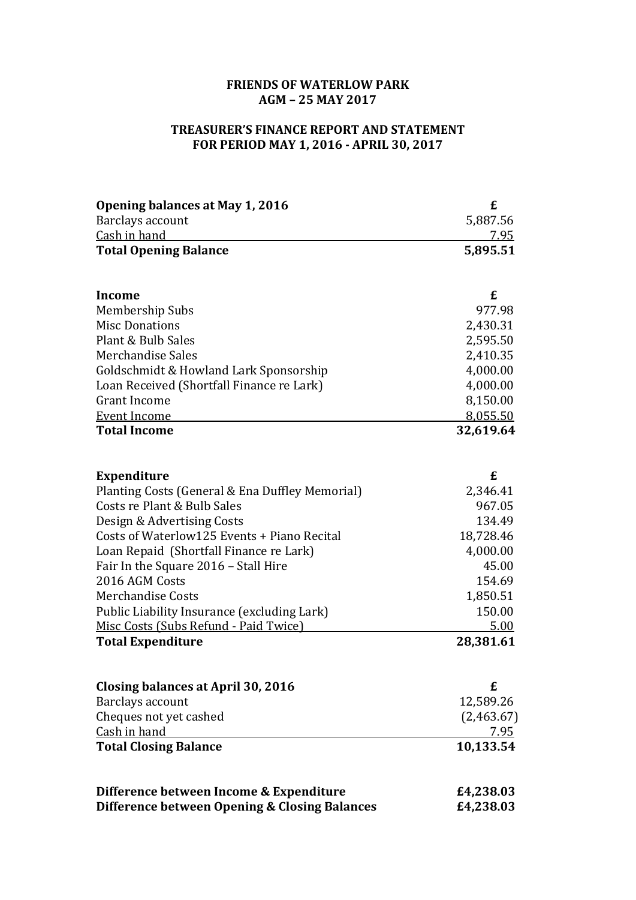**FRIENDS OF WATERLOW PARK**
**AGM – 25 MAY 2017**

**TREASURER'S FINANCE REPORT AND STATEMENT**
**FOR PERIOD MAY 1, 2016 - APRIL 30, 2017**

| **Opening balances at May 1, 2016** | **£** |
|---|---:|
| Barclays account | 5,887.56 |
| Cash in hand | 7.95 |
| **Total Opening Balance** | **5,895.51** |

| **Income** | **£** |
|---|---:|
| Membership Subs | 977.98 |
| Misc Donations | 2,430.31 |
| Plant & Bulb Sales | 2,595.50 |
| Merchandise Sales | 2,410.35 |
| Goldschmidt & Howland Lark Sponsorship | 4,000.00 |
| Loan Received (Shortfall Finance re Lark) | 4,000.00 |
| Grant Income | 8,150.00 |
| Event Income | 8,055.50 |
| **Total Income** | **32,619.64** |

| **Expenditure** | **£** |
|---|---:|
| Planting Costs (General & Ena Duffley Memorial) | 2,346.41 |
| Costs re Plant & Bulb Sales | 967.05 |
| Design & Advertising Costs | 134.49 |
| Costs of Waterlow125 Events + Piano Recital | 18,728.46 |
| Loan Repaid (Shortfall Finance re Lark) | 4,000.00 |
| Fair In the Square 2016 – Stall Hire | 45.00 |
| 2016 AGM Costs | 154.69 |
| Merchandise Costs | 1,850.51 |
| Public Liability Insurance (excluding Lark) | 150.00 |
| Misc Costs (Subs Refund - Paid Twice) | 5.00 |
| **Total Expenditure** | **28,381.61** |

| **Closing balances at April 30, 2016** | **£** |
|---|---:|
| Barclays account | 12,589.26 |
| Cheques not yet cashed | (2,463.67) |
| Cash in hand | 7.95 |
| **Total Closing Balance** | **10,133.54** |

| | |
|---|---:|
| **Difference between Income & Expenditure** | **£4,238.03** |
| **Difference between Opening & Closing Balances** | **£4,238.03** |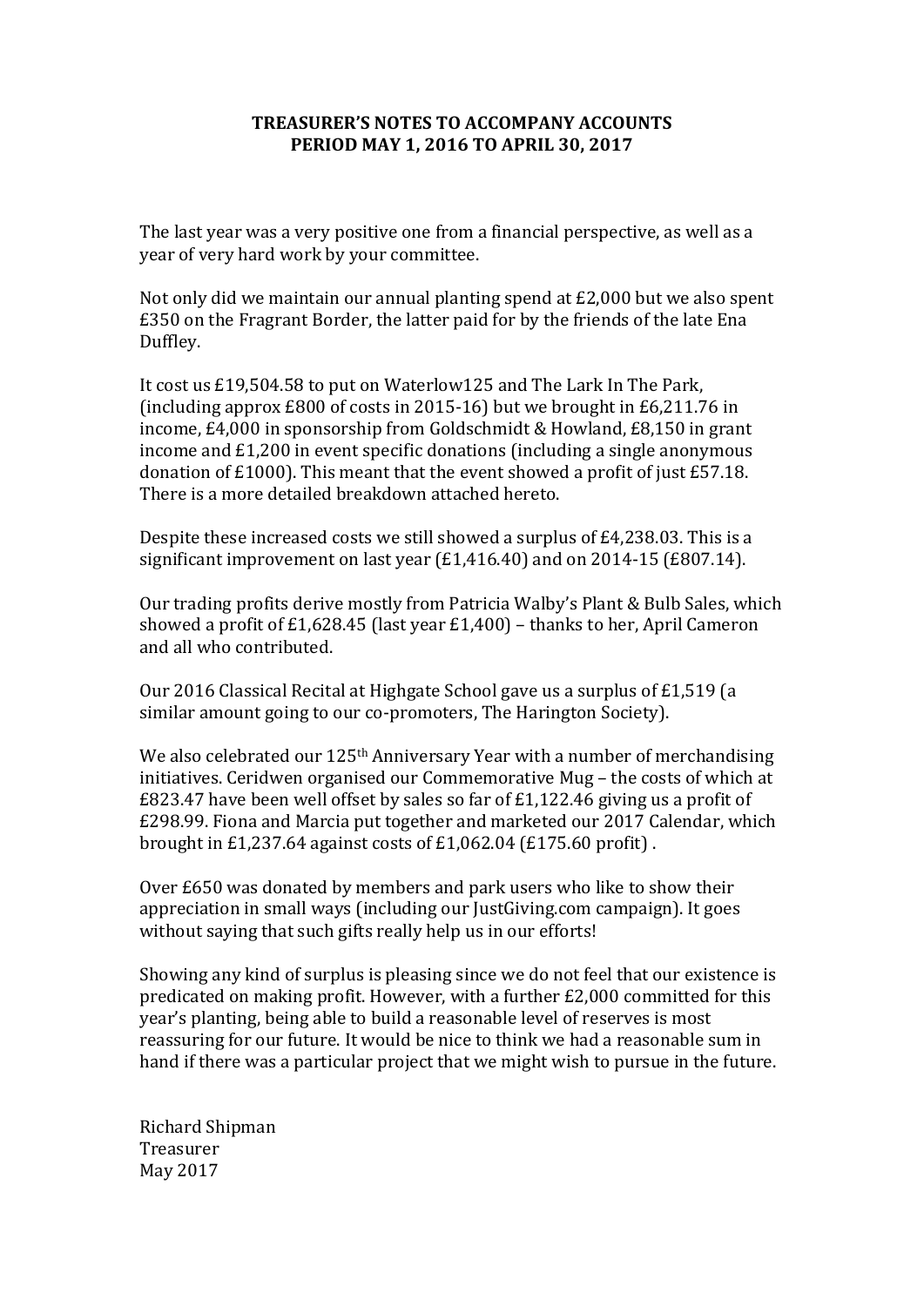# TREASURER'S NOTES TO ACCOMPANY ACCOUNTS
# PERIOD MAY 1, 2016 TO APRIL 30, 2017

The last year was a very positive one from a financial perspective, as well as a year of very hard work by your committee.

Not only did we maintain our annual planting spend at £2,000 but we also spent £350 on the Fragrant Border, the latter paid for by the friends of the late Ena Duffley.

It cost us £19,504.58 to put on Waterlow125 and The Lark In The Park, (including approx £800 of costs in 2015-16) but we brought in £6,211.76 in income, £4,000 in sponsorship from Goldschmidt & Howland, £8,150 in grant income and £1,200 in event specific donations (including a single anonymous donation of £1000). This meant that the event showed a profit of just £57.18. There is a more detailed breakdown attached hereto.

Despite these increased costs we still showed a surplus of £4,238.03. This is a significant improvement on last year (£1,416.40) and on 2014-15 (£807.14).

Our trading profits derive mostly from Patricia Walby's Plant & Bulb Sales, which showed a profit of £1,628.45 (last year £1,400) – thanks to her, April Cameron and all who contributed.

Our 2016 Classical Recital at Highgate School gave us a surplus of £1,519 (a similar amount going to our co-promoters, The Harington Society).

We also celebrated our 125th Anniversary Year with a number of merchandising initiatives. Ceridwen organised our Commemorative Mug – the costs of which at £823.47 have been well offset by sales so far of £1,122.46 giving us a profit of £298.99. Fiona and Marcia put together and marketed our 2017 Calendar, which brought in £1,237.64 against costs of £1,062.04 (£175.60 profit) .

Over £650 was donated by members and park users who like to show their appreciation in small ways (including our JustGiving.com campaign). It goes without saying that such gifts really help us in our efforts!

Showing any kind of surplus is pleasing since we do not feel that our existence is predicated on making profit. However, with a further £2,000 committed for this year's planting, being able to build a reasonable level of reserves is most reassuring for our future. It would be nice to think we had a reasonable sum in hand if there was a particular project that we might wish to pursue in the future.

Richard Shipman
Treasurer
May 2017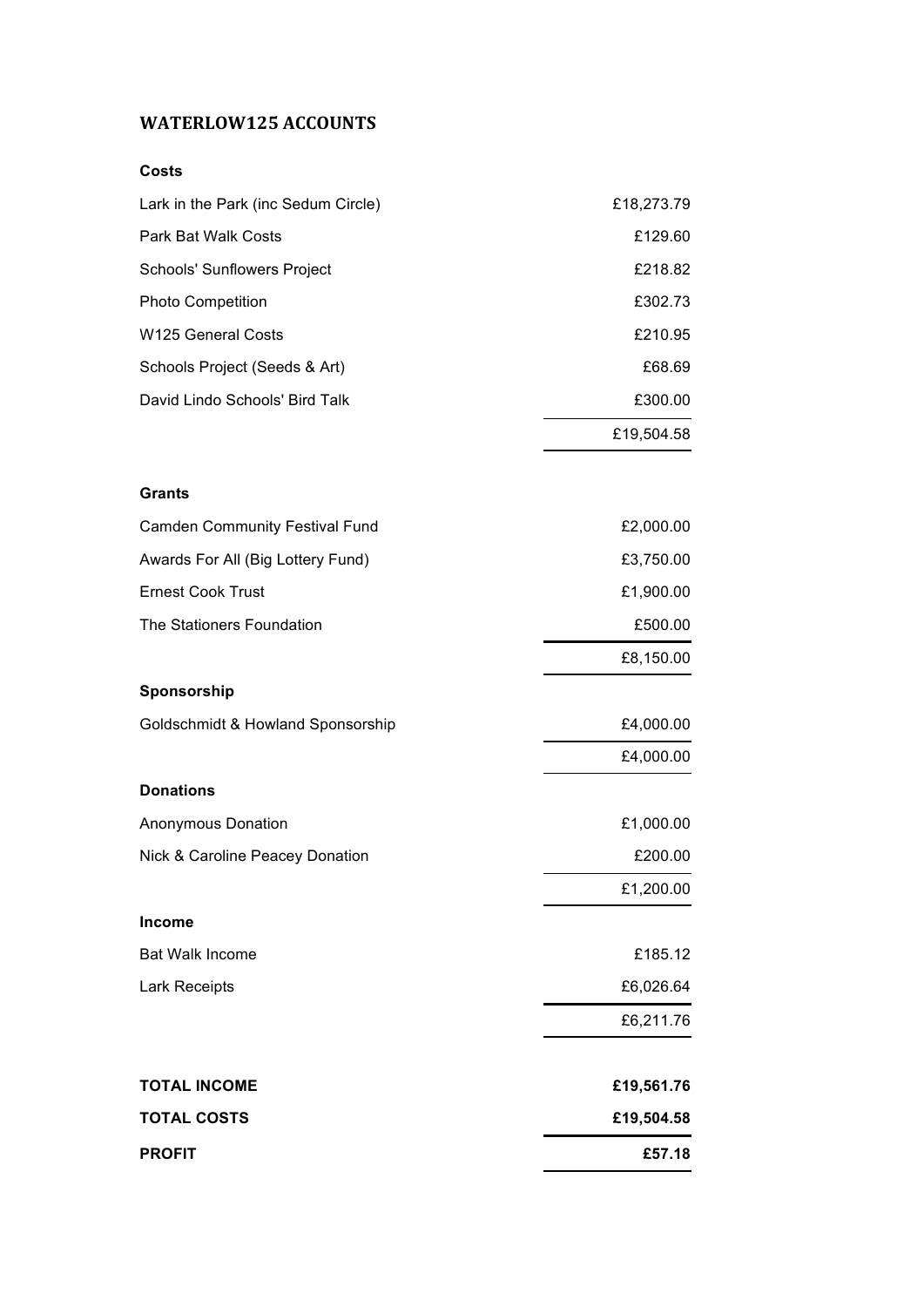# WATERLOW125 ACCOUNTS

| **Costs** | |
|---|---:|
| Lark in the Park (inc Sedum Circle) | £18,273.79 |
| Park Bat Walk Costs | £129.60 |
| Schools' Sunflowers Project | £218.82 |
| Photo Competition | £302.73 |
| W125 General Costs | £210.95 |
| Schools Project (Seeds & Art) | £68.69 |
| David Lindo Schools' Bird Talk | £300.00 |
| | £19,504.58 |

| **Grants** | |
|---|---:|
| Camden Community Festival Fund | £2,000.00 |
| Awards For All (Big Lottery Fund) | £3,750.00 |
| Ernest Cook Trust | £1,900.00 |
| The Stationers Foundation | £500.00 |
| | £8,150.00 |

| **Sponsorship** | |
|---|---:|
| Goldschmidt & Howland Sponsorship | £4,000.00 |
| | £4,000.00 |

| **Donations** | |
|---|---:|
| Anonymous Donation | £1,000.00 |
| Nick & Caroline Peacey Donation | £200.00 |
| | £1,200.00 |

| **Income** | |
|---|---:|
| Bat Walk Income | £185.12 |
| Lark Receipts | £6,026.64 |
| | £6,211.76 |

| | |
|---|---:|
| **TOTAL INCOME** | **£19,561.76** |
| **TOTAL COSTS** | **£19,504.58** |
| **PROFIT** | **£57.18** |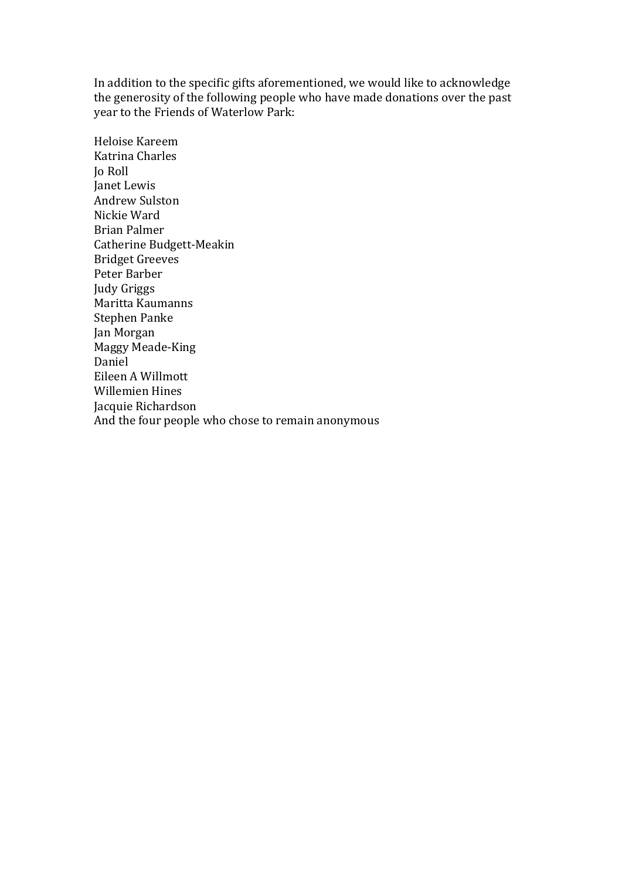In addition to the specific gifts aforementioned, we would like to acknowledge the generosity of the following people who have made donations over the past year to the Friends of Waterlow Park:

Heloise Kareem
Katrina Charles
Jo Roll
Janet Lewis
Andrew Sulston
Nickie Ward
Brian Palmer
Catherine Budgett-Meakin
Bridget Greeves
Peter Barber
Judy Griggs
Maritta Kaumanns
Stephen Panke
Jan Morgan
Maggy Meade-King
Daniel
Eileen A Willmott
Willemien Hines
Jacquie Richardson
And the four people who chose to remain anonymous